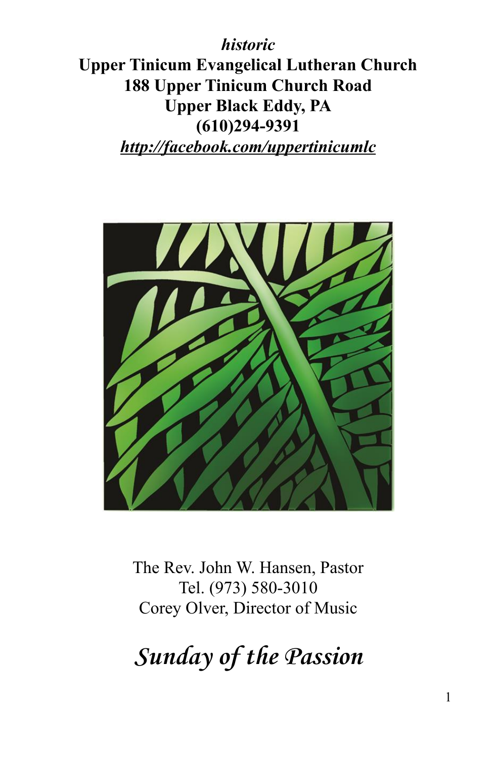***historic***
**Upper Tinicum Evangelical Lutheran Church**
**188 Upper Tinicum Church Road**
**Upper Black Eddy, PA**
**(610)294-9391**
***http://facebook.com/uppertinicumlc***

The Rev. John W. Hansen, Pastor
Tel. (973) 580-3010
Corey Olver, Director of Music

# *Sunday of the Passion*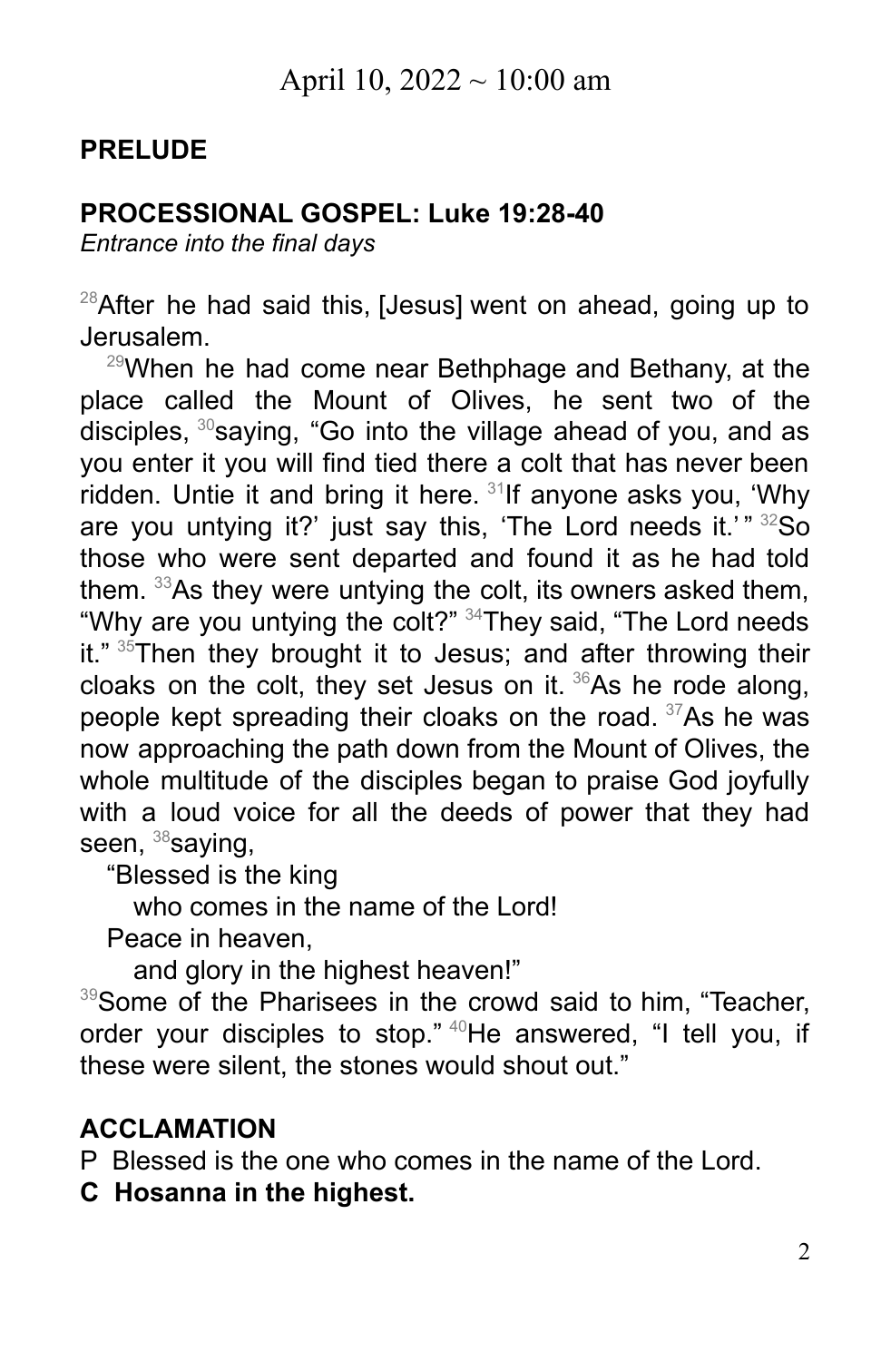April 10, 2022 ~ 10:00 am

**PRELUDE**

**PROCESSIONAL GOSPEL: Luke 19:28-40**

*Entrance into the final days*

[28]After he had said this, [Jesus] went on ahead, going up to Jerusalem.

[29]When he had come near Bethphage and Bethany, at the place called the Mount of Olives, he sent two of the disciples, [30]saying, "Go into the village ahead of you, and as you enter it you will find tied there a colt that has never been ridden. Untie it and bring it here. [31]If anyone asks you, 'Why are you untying it?' just say this, 'The Lord needs it.' " [32]So those who were sent departed and found it as he had told them. [33]As they were untying the colt, its owners asked them, "Why are you untying the colt?" [34]They said, "The Lord needs it." [35]Then they brought it to Jesus; and after throwing their cloaks on the colt, they set Jesus on it. [36]As he rode along, people kept spreading their cloaks on the road. [37]As he was now approaching the path down from the Mount of Olives, the whole multitude of the disciples began to praise God joyfully with a loud voice for all the deeds of power that they had seen, [38]saying,

"Blessed is the king
who comes in the name of the Lord!
Peace in heaven,
and glory in the highest heaven!"

[39]Some of the Pharisees in the crowd said to him, "Teacher, order your disciples to stop." [40]He answered, "I tell you, if these were silent, the stones would shout out."

**ACCLAMATION**

P Blessed is the one who comes in the name of the Lord.

**C Hosanna in the highest.**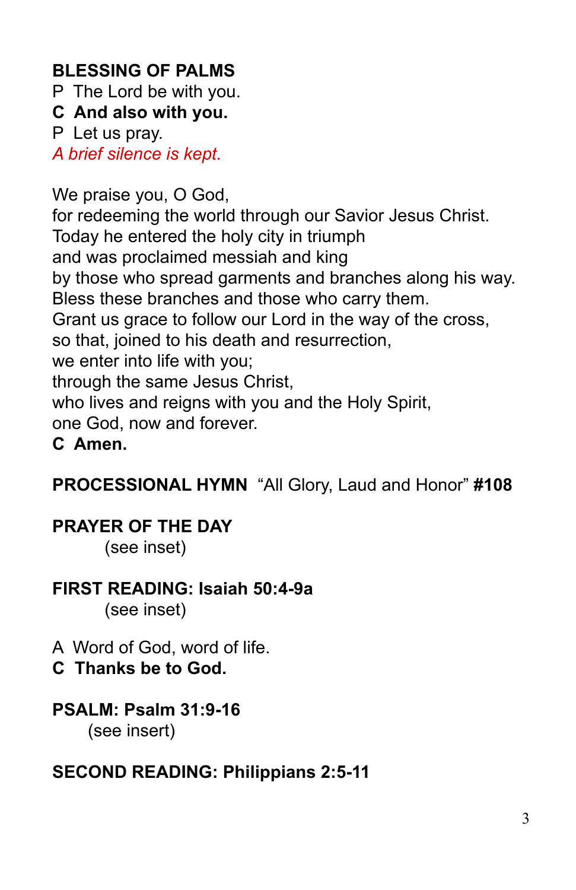**BLESSING OF PALMS**

P The Lord be with you.
**C And also with you.**
P Let us pray.
*A brief silence is kept.*

We praise you, O God,
for redeeming the world through our Savior Jesus Christ.
Today he entered the holy city in triumph
and was proclaimed messiah and king
by those who spread garments and branches along his way.
Bless these branches and those who carry them.
Grant us grace to follow our Lord in the way of the cross,
so that, joined to his death and resurrection,
we enter into life with you;
through the same Jesus Christ,
who lives and reigns with you and the Holy Spirit,
one God, now and forever.
**C Amen.**

**PROCESSIONAL HYMN** "All Glory, Laud and Honor" **#108**

**PRAYER OF THE DAY**
(see inset)

**FIRST READING: Isaiah 50:4-9a**
(see inset)

A Word of God, word of life.
**C Thanks be to God.**

**PSALM: Psalm 31:9-16**
(see insert)

**SECOND READING: Philippians 2:5-11**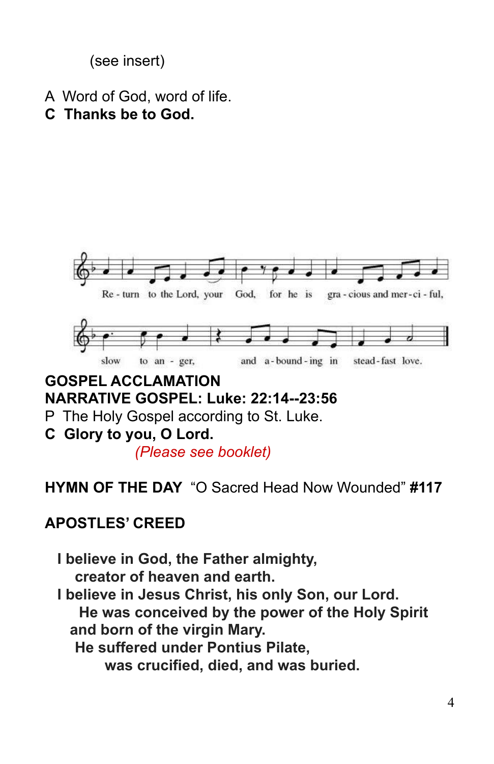(see insert)

A  Word of God, word of life.
**C  Thanks be to God.**

Re - turn to the Lord, your God, for he is gra - cious and mer - ci - ful,

slow to an - ger, and a - bound - ing in stead - fast love.

**GOSPEL ACCLAMATION**

**NARRATIVE GOSPEL: Luke: 22:14--23:56**

P  The Holy Gospel according to St. Luke.
**C  Glory to you, O Lord.**

*(Please see booklet)*

**HYMN OF THE DAY** "O Sacred Head Now Wounded" **#117**

**APOSTLES' CREED**

**I believe in God, the Father almighty,**
**creator of heaven and earth.**
**I believe in Jesus Christ, his only Son, our Lord.**
**He was conceived by the power of the Holy Spirit**
**and born of the virgin Mary.**
**He suffered under Pontius Pilate,**
**was crucified, died, and was buried.**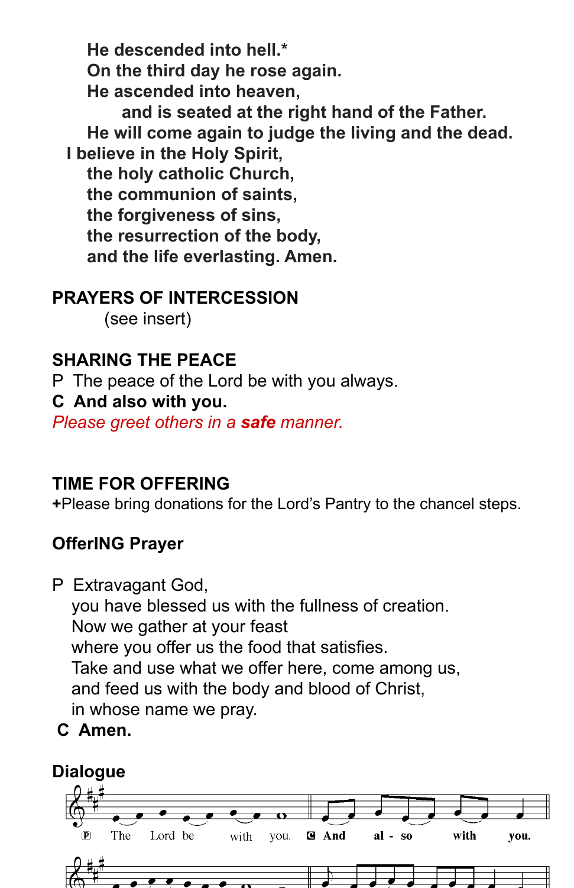**He descended into hell.***
**On the third day he rose again.**
**He ascended into heaven,**
**and is seated at the right hand of the Father.**
**He will come again to judge the living and the dead.**
**I believe in the Holy Spirit,**
**the holy catholic Church,**
**the communion of saints,**
**the forgiveness of sins,**
**the resurrection of the body,**
**and the life everlasting. Amen.**

## PRAYERS OF INTERCESSION

(see insert)

## SHARING THE PEACE

P The peace of the Lord be with you always.
**C And also with you.**
*Please greet others in a **safe** manner.*

## TIME FOR OFFERING

**+**Please bring donations for the Lord's Pantry to the chancel steps.

### OfferING Prayer

P Extravagant God,
you have blessed us with the fullness of creation.
Now we gather at your feast
where you offer us the food that satisfies.
Take and use what we offer here, come among us,
and feed us with the body and blood of Christ,
in whose name we pray.
**C Amen.**

### Dialogue

P The Lord be with you. **C And al - so with you.**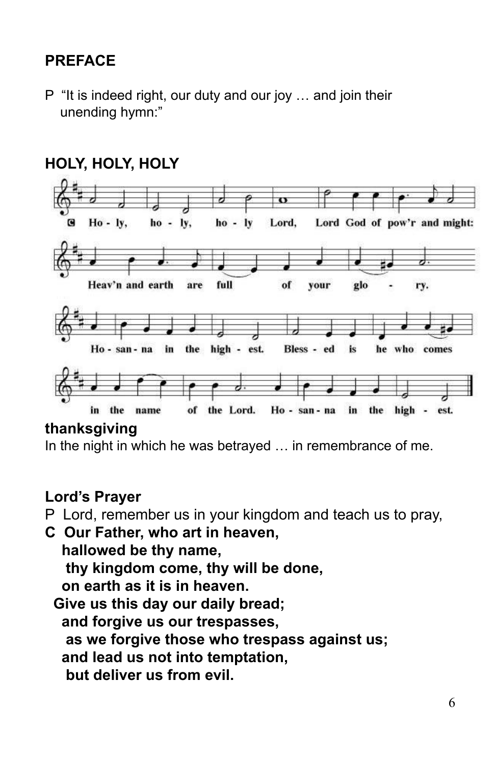## PREFACE

P "It is indeed right, our duty and our joy … and join their unending hymn:"

## HOLY, HOLY, HOLY

C Holy, holy, holy Lord, Lord God of pow'r and might:
Heav'n and earth are full of your glory.
Hosanna in the highest. Blessed is he who comes
in the name of the Lord. Hosanna in the highest.

## thanksgiving

In the night in which he was betrayed … in remembrance of me.

## Lord's Prayer

P Lord, remember us in your kingdom and teach us to pray,

**C Our Father, who art in heaven,**
**hallowed be thy name,**
**thy kingdom come, thy will be done,**
**on earth as it is in heaven.**
**Give us this day our daily bread;**
**and forgive us our trespasses,**
**as we forgive those who trespass against us;**
**and lead us not into temptation,**
**but deliver us from evil.**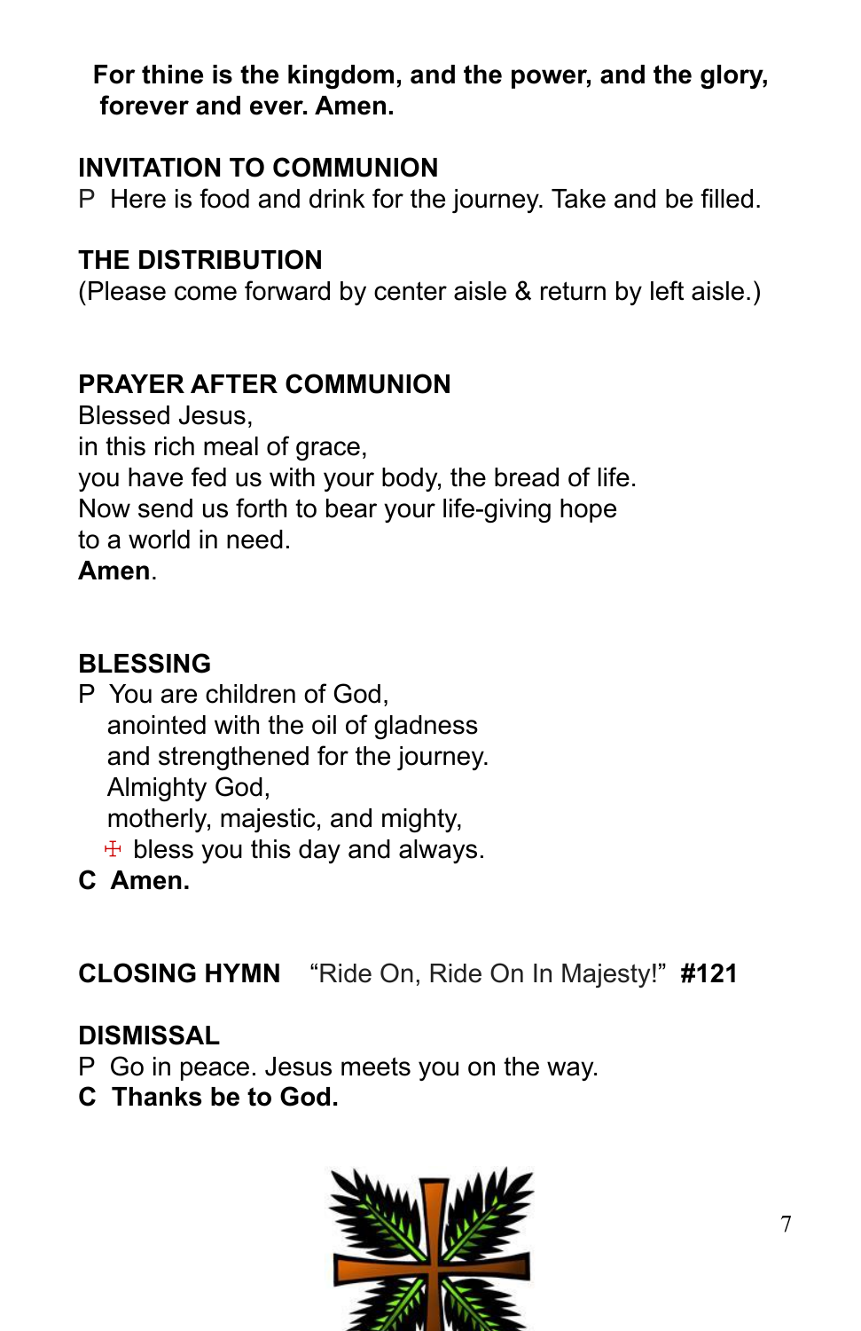**For thine is the kingdom, and the power, and the glory, forever and ever. Amen.**

## INVITATION TO COMMUNION

P Here is food and drink for the journey. Take and be filled.

## THE DISTRIBUTION

(Please come forward by center aisle & return by left aisle.)

## PRAYER AFTER COMMUNION

Blessed Jesus,
in this rich meal of grace,
you have fed us with your body, the bread of life.
Now send us forth to bear your life-giving hope
to a world in need.
**Amen**.

## BLESSING

P You are children of God,
anointed with the oil of gladness
and strengthened for the journey.
Almighty God,
motherly, majestic, and mighty,
☩ bless you this day and always.

**C Amen.**

## CLOSING HYMN "Ride On, Ride On In Majesty!" **#121**

## DISMISSAL

P Go in peace. Jesus meets you on the way.

**C Thanks be to God.**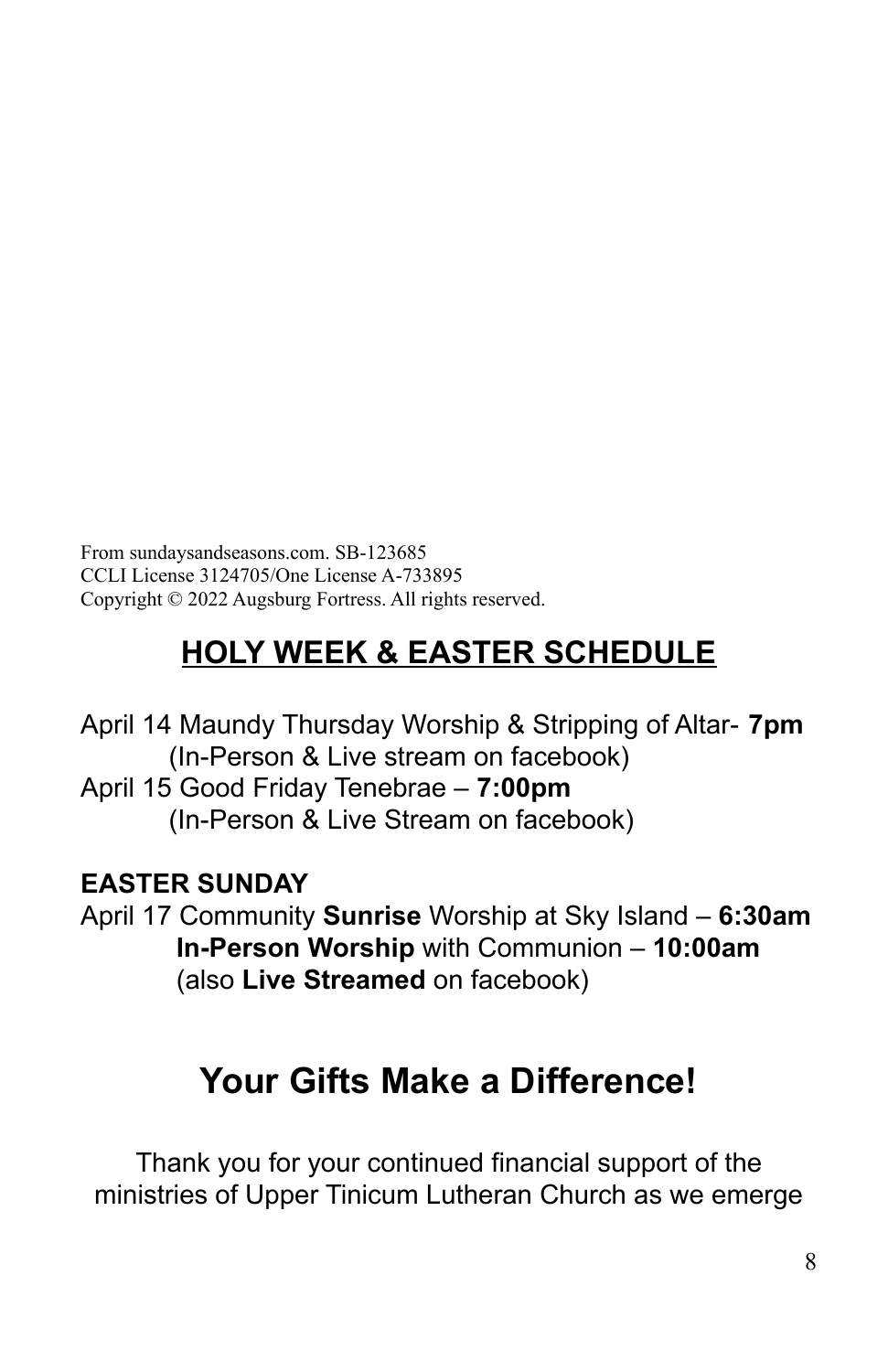From sundaysandseasons.com. SB-123685
CCLI License 3124705/One License A-733895
Copyright © 2022 Augsburg Fortress. All rights reserved.

## HOLY WEEK & EASTER SCHEDULE

April 14 Maundy Thursday Worship & Stripping of Altar- **7pm**
(In-Person & Live stream on facebook)
April 15 Good Friday Tenebrae – **7:00pm**
(In-Person & Live Stream on facebook)

**EASTER SUNDAY**
April 17 Community **Sunrise** Worship at Sky Island – **6:30am**
**In-Person Worship** with Communion – **10:00am**
(also **Live Streamed** on facebook)

## Your Gifts Make a Difference!

Thank you for your continued financial support of the ministries of Upper Tinicum Lutheran Church as we emerge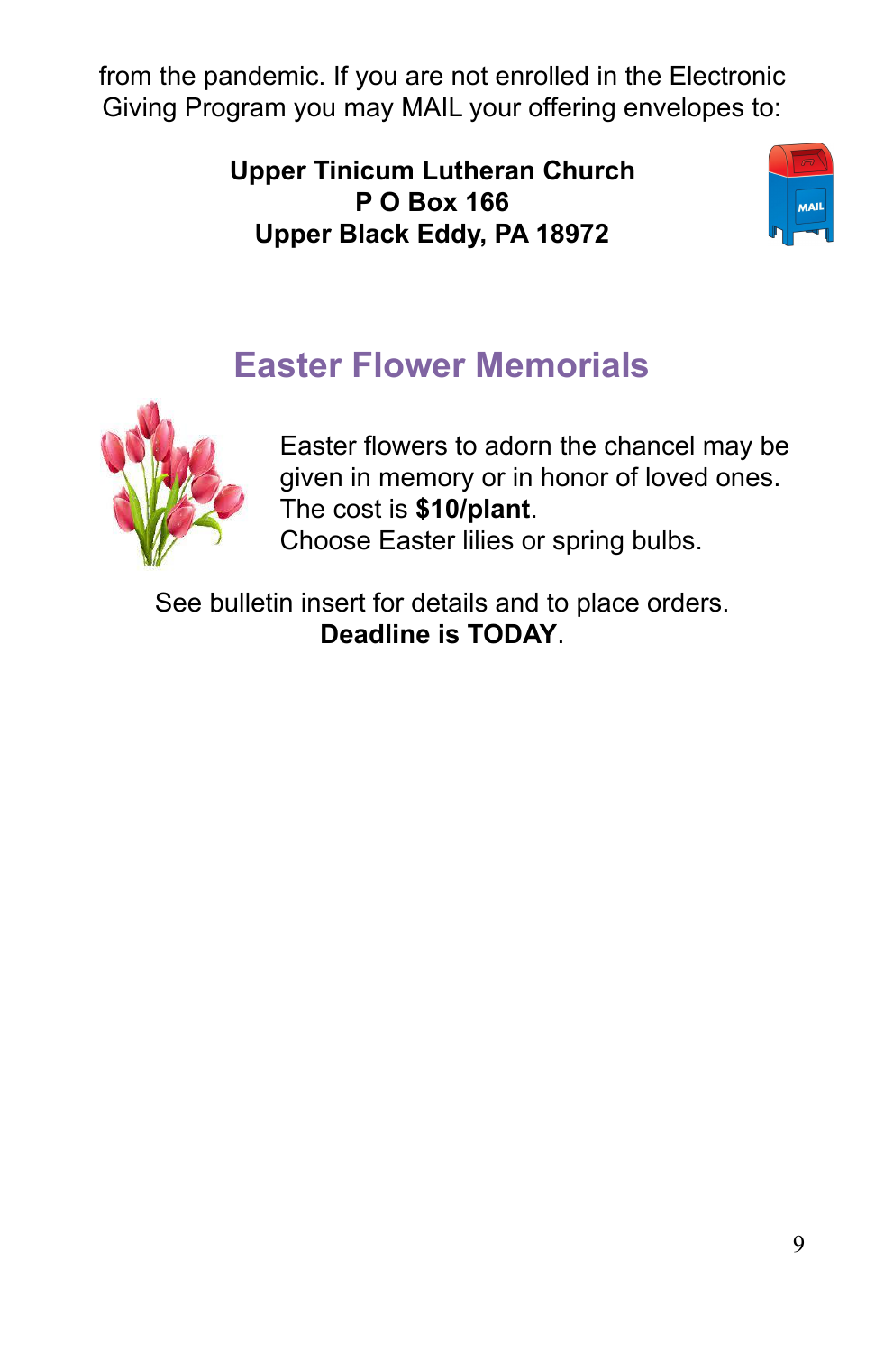from the pandemic. If you are not enrolled in the Electronic Giving Program you may MAIL your offering envelopes to:

**Upper Tinicum Lutheran Church**
**P O Box 166**
**Upper Black Eddy, PA 18972**

## Easter Flower Memorials

Easter flowers to adorn the chancel may be given in memory or in honor of loved ones. The cost is **$10/plant**.
Choose Easter lilies or spring bulbs.

See bulletin insert for details and to place orders.
**Deadline is TODAY**.